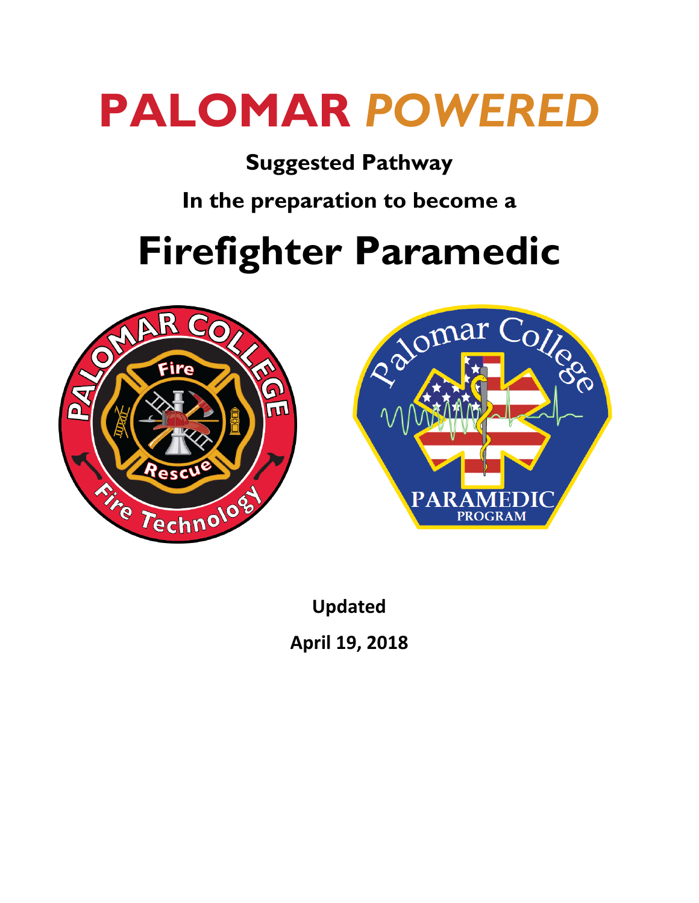# PALOMAR *POWERED*

## Suggested Pathway

## In the preparation to become a

# Firefighter Paramedic

**Updated**

**April 19, 2018**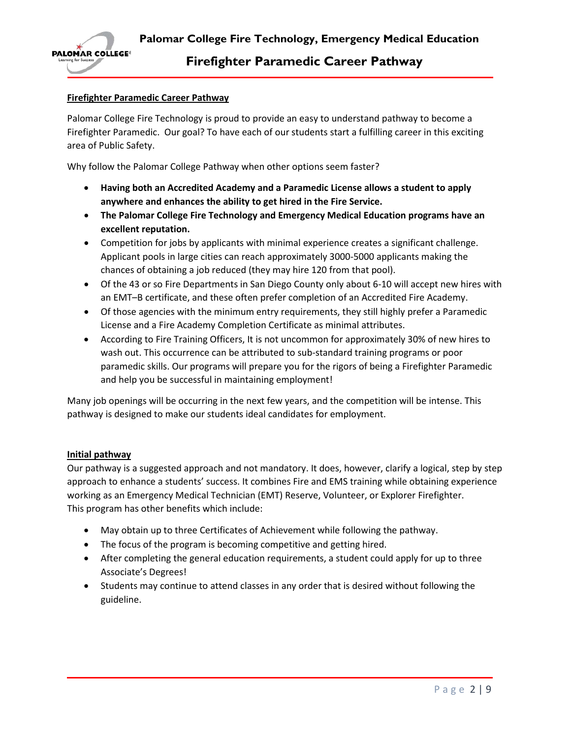## Firefighter Paramedic Career Pathway

Palomar College Fire Technology is proud to provide an easy to understand pathway to become a Firefighter Paramedic. Our goal? To have each of our students start a fulfilling career in this exciting area of Public Safety.

Why follow the Palomar College Pathway when other options seem faster?

- **Having both an Accredited Academy and a Paramedic License allows a student to apply anywhere and enhances the ability to get hired in the Fire Service.**
- **The Palomar College Fire Technology and Emergency Medical Education programs have an excellent reputation.**
- Competition for jobs by applicants with minimal experience creates a significant challenge. Applicant pools in large cities can reach approximately 3000-5000 applicants making the chances of obtaining a job reduced (they may hire 120 from that pool).
- Of the 43 or so Fire Departments in San Diego County only about 6-10 will accept new hires with an EMT–B certificate, and these often prefer completion of an Accredited Fire Academy.
- Of those agencies with the minimum entry requirements, they still highly prefer a Paramedic License and a Fire Academy Completion Certificate as minimal attributes.
- According to Fire Training Officers, It is not uncommon for approximately 30% of new hires to wash out. This occurrence can be attributed to sub-standard training programs or poor paramedic skills. Our programs will prepare you for the rigors of being a Firefighter Paramedic and help you be successful in maintaining employment!

Many job openings will be occurring in the next few years, and the competition will be intense. This pathway is designed to make our students ideal candidates for employment.

## Initial pathway

Our pathway is a suggested approach and not mandatory. It does, however, clarify a logical, step by step approach to enhance a students' success. It combines Fire and EMS training while obtaining experience working as an Emergency Medical Technician (EMT) Reserve, Volunteer, or Explorer Firefighter.
This program has other benefits which include:

- May obtain up to three Certificates of Achievement while following the pathway.
- The focus of the program is becoming competitive and getting hired.
- After completing the general education requirements, a student could apply for up to three Associate's Degrees!
- Students may continue to attend classes in any order that is desired without following the guideline.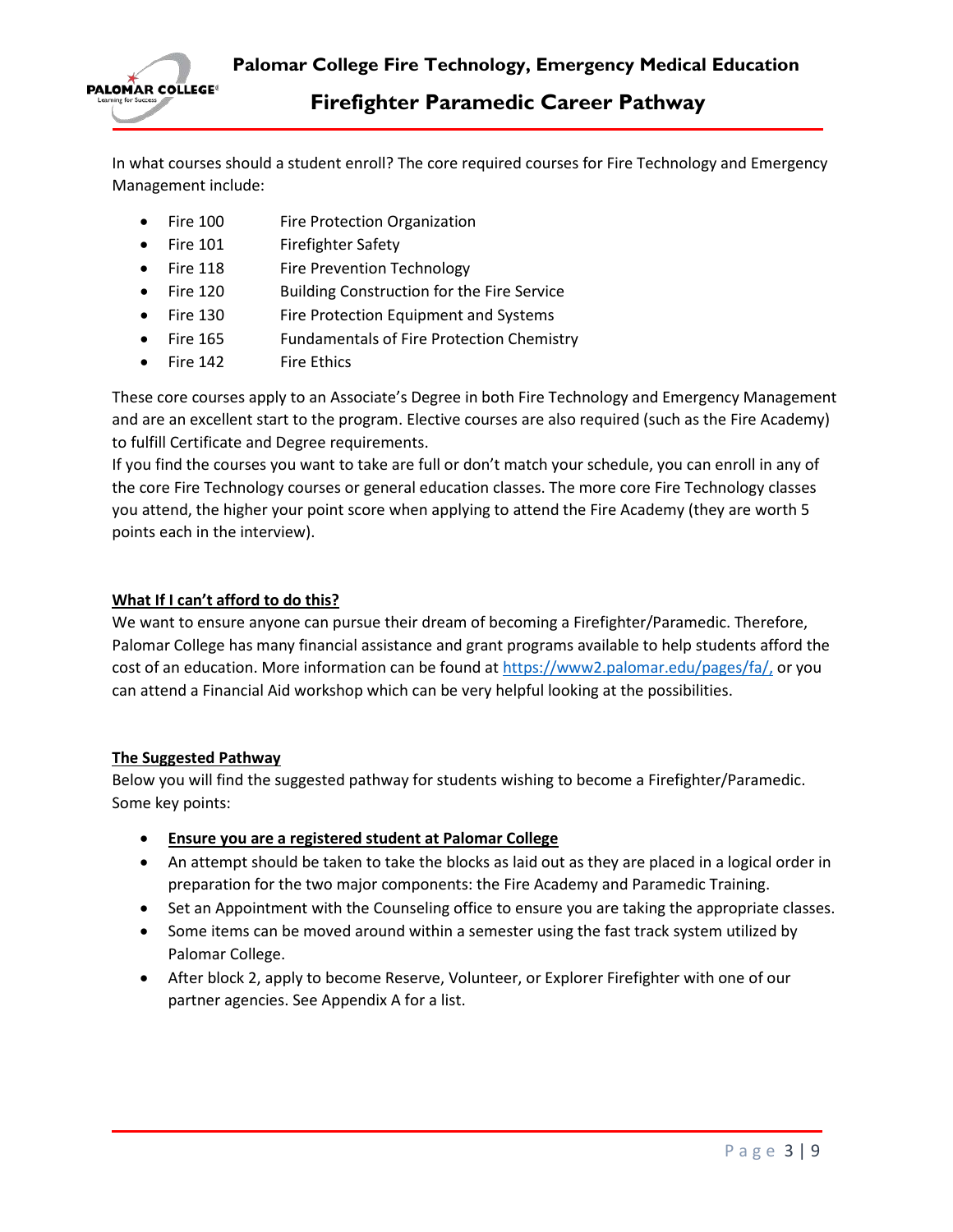In what courses should a student enroll? The core required courses for Fire Technology and Emergency Management include:

- Fire 100 Fire Protection Organization
- Fire 101 Firefighter Safety
- Fire 118 Fire Prevention Technology
- Fire 120 Building Construction for the Fire Service
- Fire 130 Fire Protection Equipment and Systems
- Fire 165 Fundamentals of Fire Protection Chemistry
- Fire 142 Fire Ethics

These core courses apply to an Associate's Degree in both Fire Technology and Emergency Management and are an excellent start to the program. Elective courses are also required (such as the Fire Academy) to fulfill Certificate and Degree requirements.

If you find the courses you want to take are full or don't match your schedule, you can enroll in any of the core Fire Technology courses or general education classes. The more core Fire Technology classes you attend, the higher your point score when applying to attend the Fire Academy (they are worth 5 points each in the interview).

**What If I can't afford to do this?**

We want to ensure anyone can pursue their dream of becoming a Firefighter/Paramedic. Therefore, Palomar College has many financial assistance and grant programs available to help students afford the cost of an education. More information can be found at https://www2.palomar.edu/pages/fa/, or you can attend a Financial Aid workshop which can be very helpful looking at the possibilities.

**The Suggested Pathway**

Below you will find the suggested pathway for students wishing to become a Firefighter/Paramedic. Some key points:

- **Ensure you are a registered student at Palomar College**
- An attempt should be taken to take the blocks as laid out as they are placed in a logical order in preparation for the two major components: the Fire Academy and Paramedic Training.
- Set an Appointment with the Counseling office to ensure you are taking the appropriate classes.
- Some items can be moved around within a semester using the fast track system utilized by Palomar College.
- After block 2, apply to become Reserve, Volunteer, or Explorer Firefighter with one of our partner agencies. See Appendix A for a list.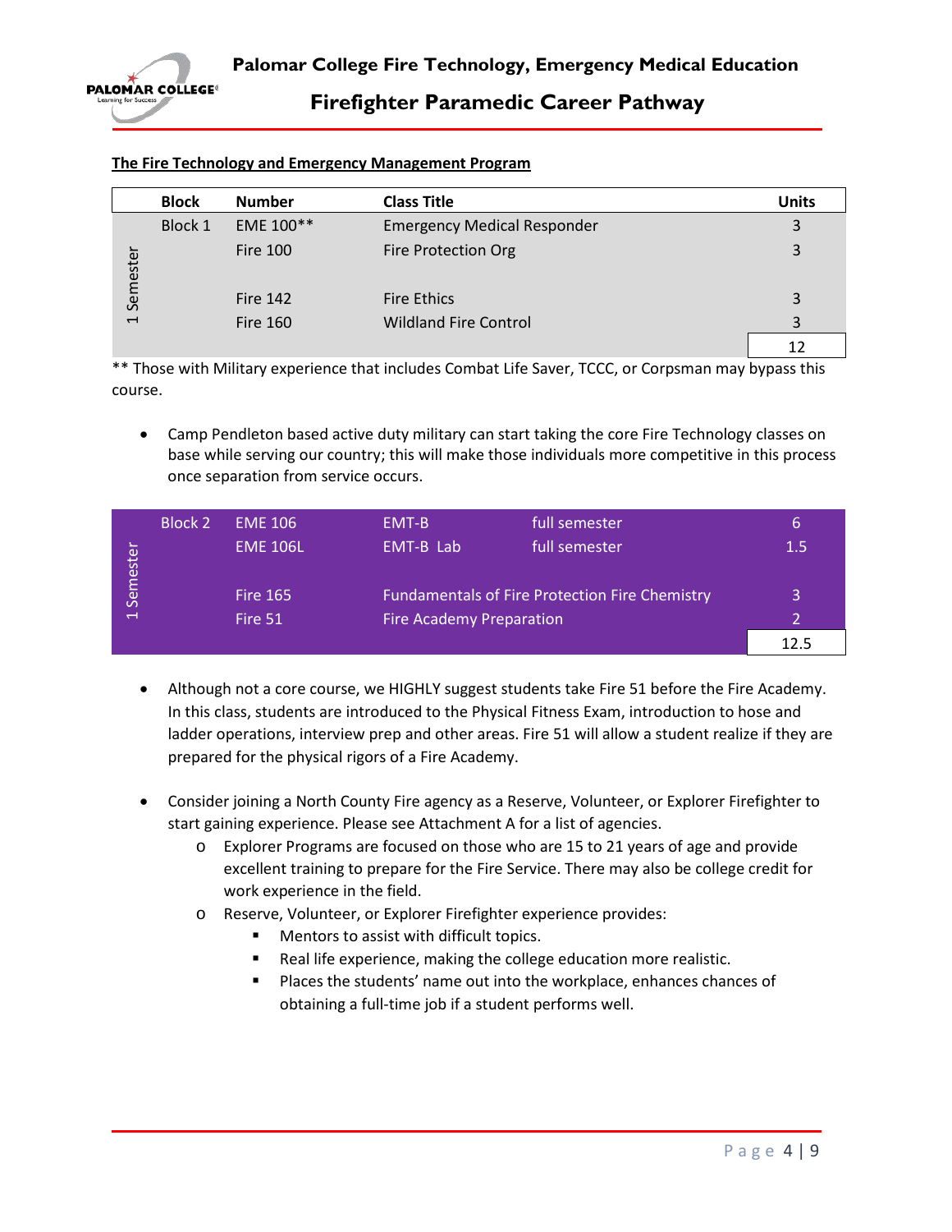**The Fire Technology and Emergency Management Program**

| | Block | Number | Class Title | Units |
|---|---|---|---|---|
| 1 Semester | Block 1 | EME 100** | Emergency Medical Responder | 3 |
| | | Fire 100 | Fire Protection Org | 3 |
| | | Fire 142 | Fire Ethics | 3 |
| | | Fire 160 | Wildland Fire Control | 3 |
| | | | | 12 |

** Those with Military experience that includes Combat Life Saver, TCCC, or Corpsman may bypass this course.

- Camp Pendleton based active duty military can start taking the core Fire Technology classes on base while serving our country; this will make those individuals more competitive in this process once separation from service occurs.

| | Block | Number | Class Title | | Units |
|---|---|---|---|---|---|
| 1 Semester | Block 2 | EME 106 | EMT-B | full semester | 6 |
| | | EME 106L | EMT-B Lab | full semester | 1.5 |
| | | Fire 165 | Fundamentals of Fire Protection Fire Chemistry | | 3 |
| | | Fire 51 | Fire Academy Preparation | | 2 |
| | | | | | 12.5 |

- Although not a core course, we HIGHLY suggest students take Fire 51 before the Fire Academy. In this class, students are introduced to the Physical Fitness Exam, introduction to hose and ladder operations, interview prep and other areas. Fire 51 will allow a student realize if they are prepared for the physical rigors of a Fire Academy.

- Consider joining a North County Fire agency as a Reserve, Volunteer, or Explorer Firefighter to start gaining experience. Please see Attachment A for a list of agencies.
  - Explorer Programs are focused on those who are 15 to 21 years of age and provide excellent training to prepare for the Fire Service. There may also be college credit for work experience in the field.
  - Reserve, Volunteer, or Explorer Firefighter experience provides:
    - Mentors to assist with difficult topics.
    - Real life experience, making the college education more realistic.
    - Places the students' name out into the workplace, enhances chances of obtaining a full-time job if a student performs well.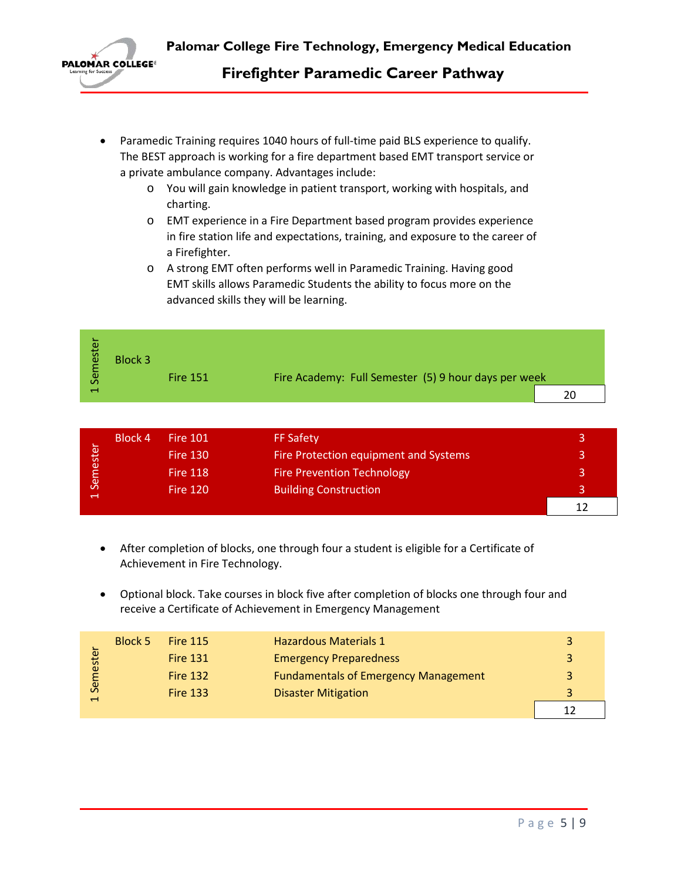- Paramedic Training requires 1040 hours of full-time paid BLS experience to qualify. The BEST approach is working for a fire department based EMT transport service or a private ambulance company. Advantages include:
  - You will gain knowledge in patient transport, working with hospitals, and charting.
  - EMT experience in a Fire Department based program provides experience in fire station life and expectations, training, and exposure to the career of a Firefighter.
  - A strong EMT often performs well in Paramedic Training. Having good EMT skills allows Paramedic Students the ability to focus more on the advanced skills they will be learning.

| | Block | Course | Title | Units |
|---|---|---|---|---|
| 1 Semester | Block 3 | Fire 151 | Fire Academy: Full Semester (5) 9 hour days per week | |
| | | | | 20 |

| | Block | Course | Title | Units |
|---|---|---|---|---|
| 1 Semester | Block 4 | Fire 101 | FF Safety | 3 |
| | | Fire 130 | Fire Protection equipment and Systems | 3 |
| | | Fire 118 | Fire Prevention Technology | 3 |
| | | Fire 120 | Building Construction | 3 |
| | | | | 12 |

- After completion of blocks, one through four a student is eligible for a Certificate of Achievement in Fire Technology.

- Optional block. Take courses in block five after completion of blocks one through four and receive a Certificate of Achievement in Emergency Management

| | Block | Course | Title | Units |
|---|---|---|---|---|
| 1 Semester | Block 5 | Fire 115 | Hazardous Materials 1 | 3 |
| | | Fire 131 | Emergency Preparedness | 3 |
| | | Fire 132 | Fundamentals of Emergency Management | 3 |
| | | Fire 133 | Disaster Mitigation | 3 |
| | | | | 12 |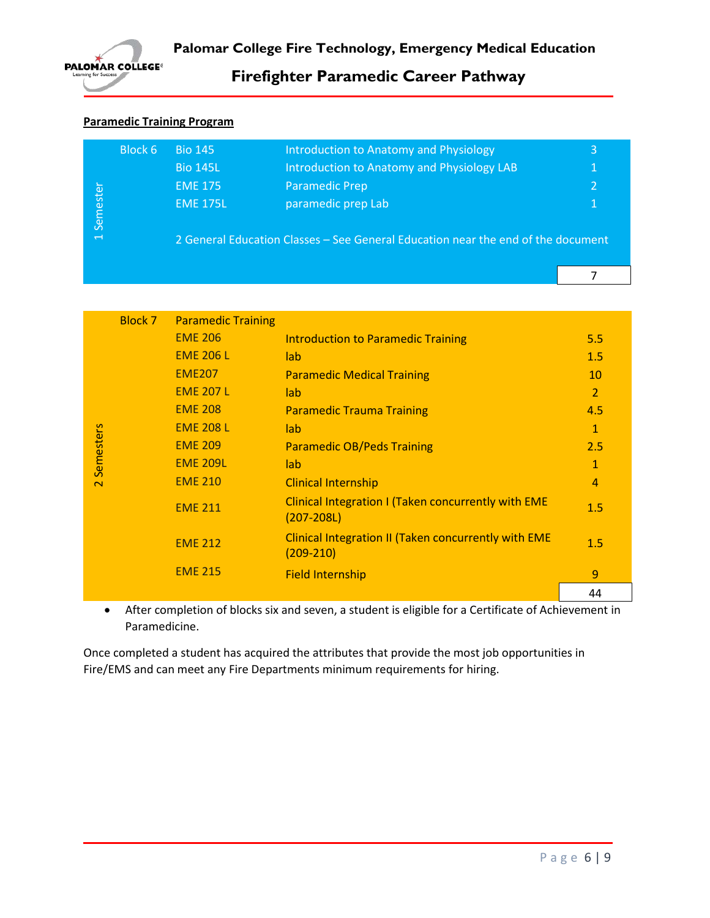**Paramedic Training Program**

| | | | | |
|---|---|---|---|---|
| 1 Semester | Block 6 | Bio 145 | Introduction to Anatomy and Physiology | 3 |
| | | Bio 145L | Introduction to Anatomy and Physiology LAB | 1 |
| | | EME 175 | Paramedic Prep | 2 |
| | | EME 175L | paramedic prep Lab | 1 |
| | | 2 General Education Classes – See General Education near the end of the document | | |
| | | | | 7 |

| | | | | |
|---|---|---|---|---|
| 2 Semesters | Block 7 | Paramedic Training | | |
| | | EME 206 | Introduction to Paramedic Training | 5.5 |
| | | EME 206 L | lab | 1.5 |
| | | EME207 | Paramedic Medical Training | 10 |
| | | EME 207 L | lab | 2 |
| | | EME 208 | Paramedic Trauma Training | 4.5 |
| | | EME 208 L | lab | 1 |
| | | EME 209 | Paramedic OB/Peds Training | 2.5 |
| | | EME 209L | lab | 1 |
| | | EME 210 | Clinical Internship | 4 |
| | | EME 211 | Clinical Integration I (Taken concurrently with EME (207-208L) | 1.5 |
| | | EME 212 | Clinical Integration II (Taken concurrently with EME (209-210) | 1.5 |
| | | EME 215 | Field Internship | 9 |
| | | | | 44 |

- After completion of blocks six and seven, a student is eligible for a Certificate of Achievement in Paramedicine.

Once completed a student has acquired the attributes that provide the most job opportunities in Fire/EMS and can meet any Fire Departments minimum requirements for hiring.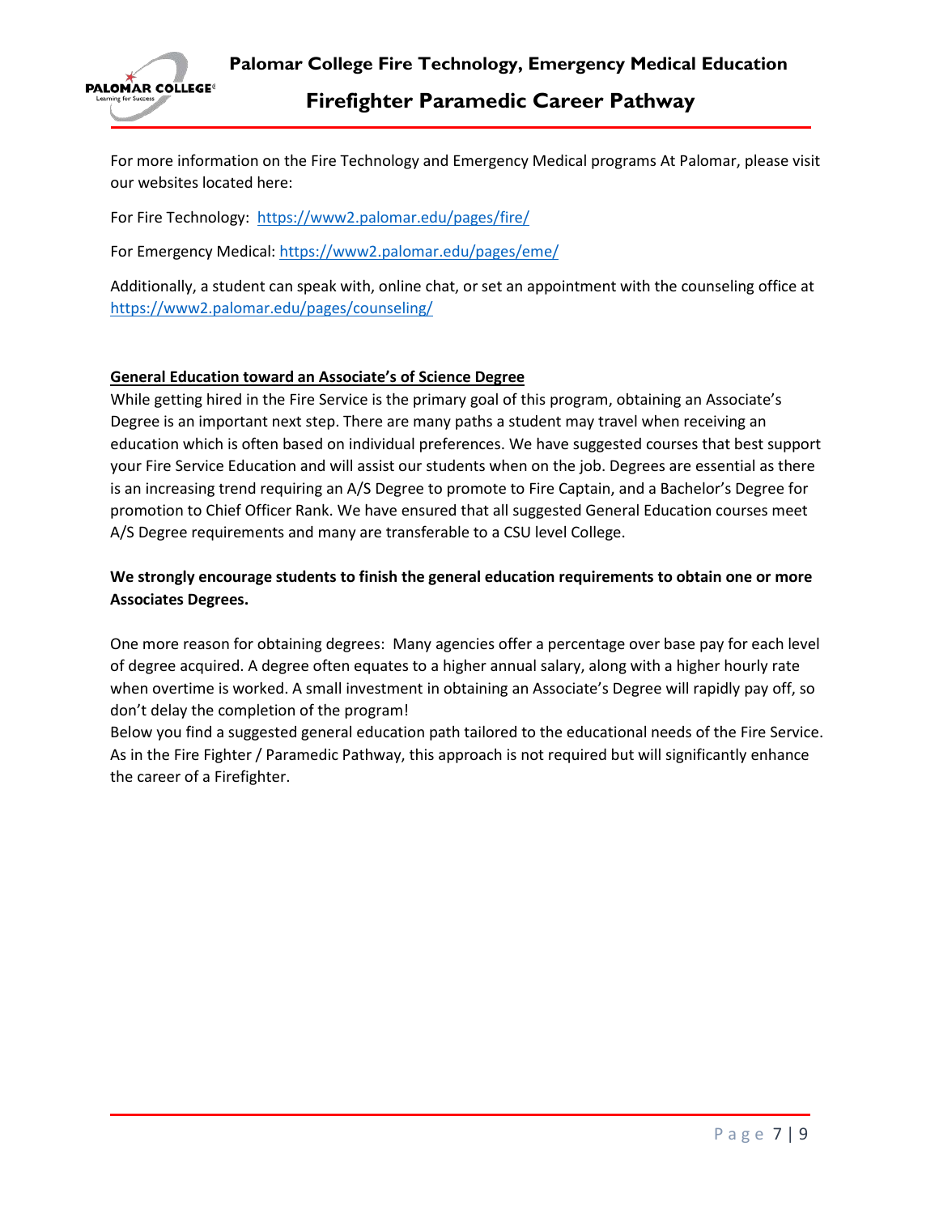For more information on the Fire Technology and Emergency Medical programs At Palomar, please visit our websites located here:

For Fire Technology: https://www2.palomar.edu/pages/fire/

For Emergency Medical: https://www2.palomar.edu/pages/eme/

Additionally, a student can speak with, online chat, or set an appointment with the counseling office at https://www2.palomar.edu/pages/counseling/

## General Education toward an Associate's of Science Degree

While getting hired in the Fire Service is the primary goal of this program, obtaining an Associate's Degree is an important next step. There are many paths a student may travel when receiving an education which is often based on individual preferences. We have suggested courses that best support your Fire Service Education and will assist our students when on the job. Degrees are essential as there is an increasing trend requiring an A/S Degree to promote to Fire Captain, and a Bachelor's Degree for promotion to Chief Officer Rank. We have ensured that all suggested General Education courses meet A/S Degree requirements and many are transferable to a CSU level College.

**We strongly encourage students to finish the general education requirements to obtain one or more Associates Degrees.**

One more reason for obtaining degrees: Many agencies offer a percentage over base pay for each level of degree acquired. A degree often equates to a higher annual salary, along with a higher hourly rate when overtime is worked. A small investment in obtaining an Associate's Degree will rapidly pay off, so don't delay the completion of the program!

Below you find a suggested general education path tailored to the educational needs of the Fire Service. As in the Fire Fighter / Paramedic Pathway, this approach is not required but will significantly enhance the career of a Firefighter.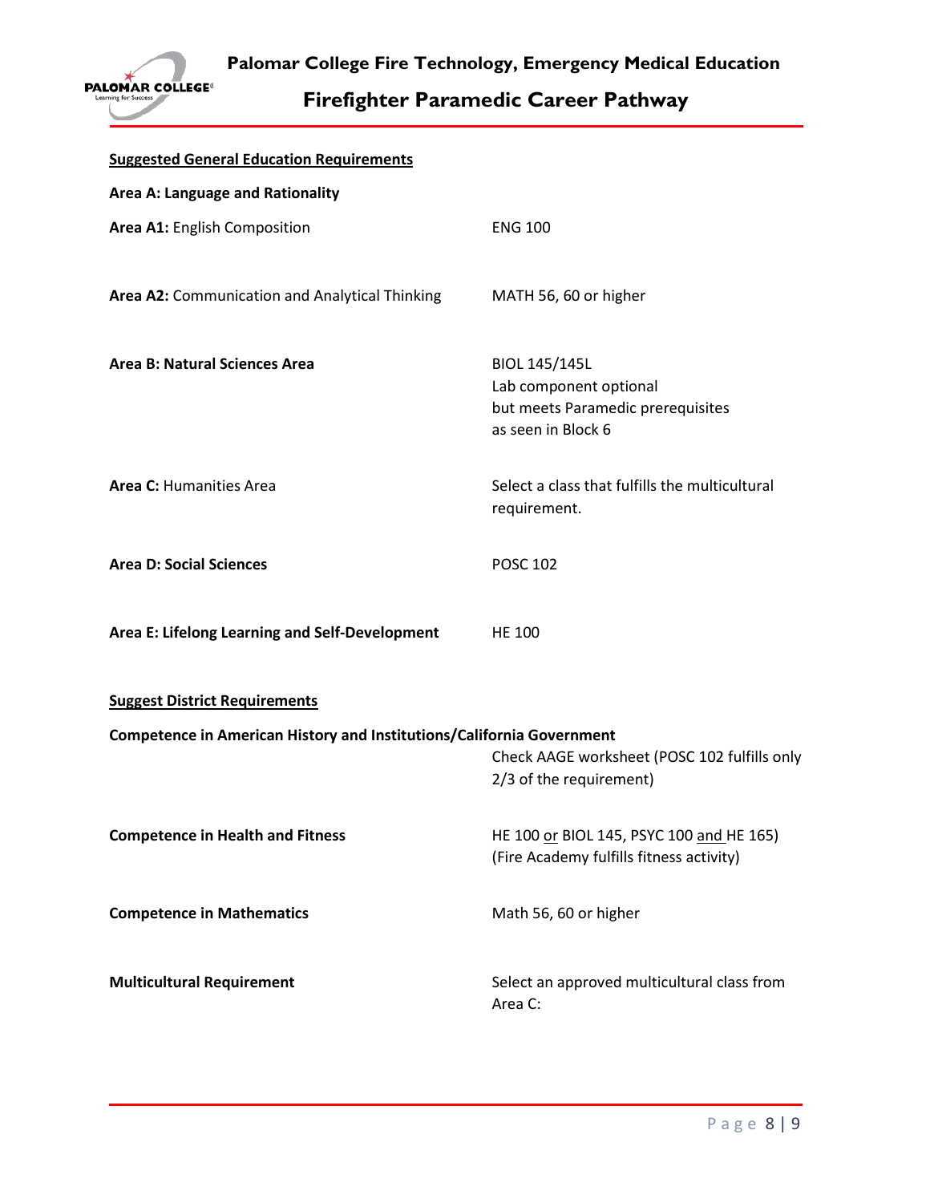**<u>Suggested General Education Requirements</u>**

| | |
|---|---|
| **Area A: Language and Rationality** | |
| **Area A1:** English Composition | ENG 100 |
| **Area A2:** Communication and Analytical Thinking | MATH 56, 60 or higher |
| **Area B: Natural Sciences Area** | BIOL 145/145L<br>Lab component optional but meets Paramedic prerequisites as seen in Block 6 |
| **Area C:** Humanities Area | Select a class that fulfills the multicultural requirement. |
| **Area D: Social Sciences** | POSC 102 |
| **Area E: Lifelong Learning and Self-Development** | HE 100 |

**<u>Suggest District Requirements</u>**

| | |
|---|---|
| **Competence in American History and Institutions/California Government** | Check AAGE worksheet (POSC 102 fulfills only 2/3 of the requirement) |
| **Competence in Health and Fitness** | HE 100 <u>or</u> BIOL 145, PSYC 100 <u>and</u> HE 165)<br>(Fire Academy fulfills fitness activity) |
| **Competence in Mathematics** | Math 56, 60 or higher |
| **Multicultural Requirement** | Select an approved multicultural class from Area C: |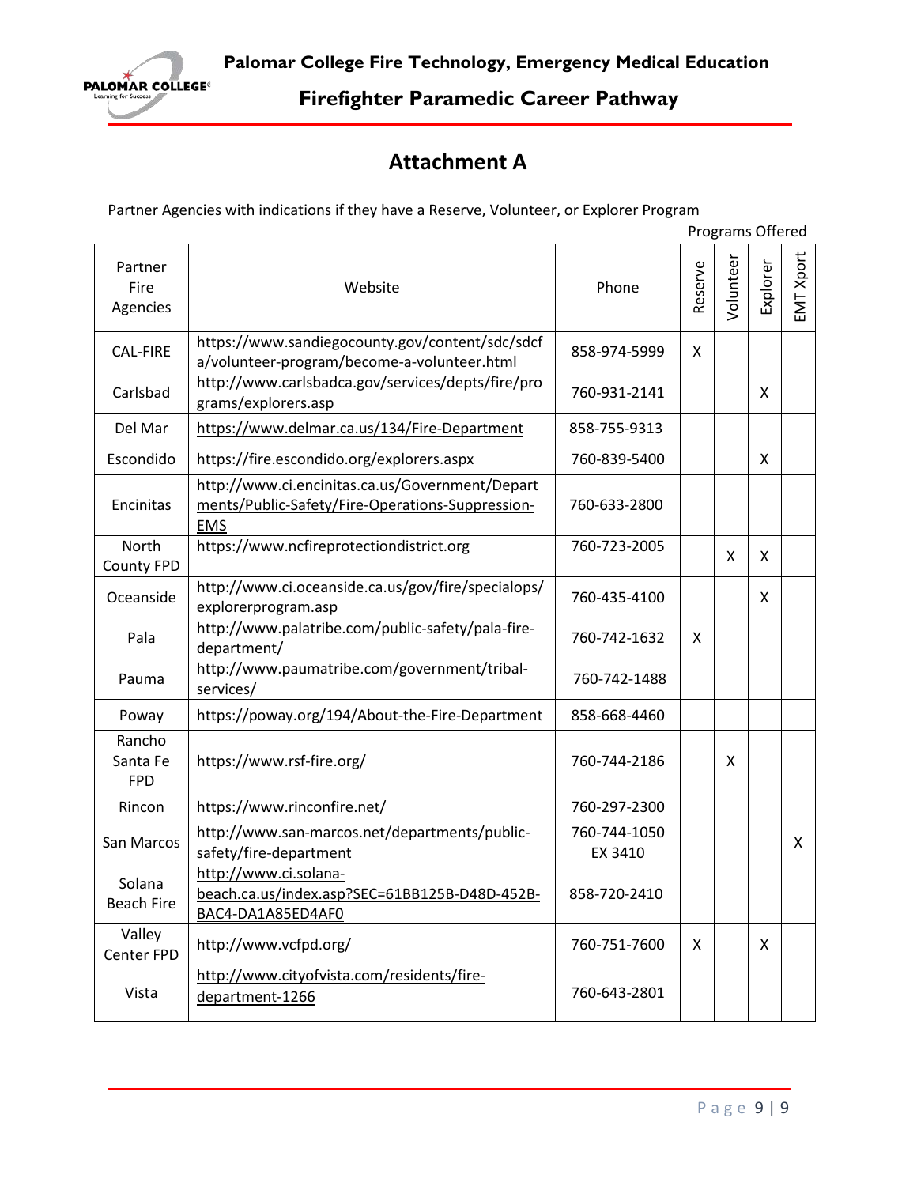# Attachment A

Partner Agencies with indications if they have a Reserve, Volunteer, or Explorer Program

Programs Offered

| Partner Fire Agencies | Website | Phone | Reserve | Volunteer | Explorer | EMT Xport |
|---|---|---|---|---|---|---|
| CAL-FIRE | https://www.sandiegocounty.gov/content/sdc/sdcfa/volunteer-program/become-a-volunteer.html | 858-974-5999 | X | | | |
| Carlsbad | http://www.carlsbadca.gov/services/depts/fire/programs/explorers.asp | 760-931-2141 | | | X | |
| Del Mar | https://www.delmar.ca.us/134/Fire-Department | 858-755-9313 | | | | |
| Escondido | https://fire.escondido.org/explorers.aspx | 760-839-5400 | | | X | |
| Encinitas | http://www.ci.encinitas.ca.us/Government/Departments/Public-Safety/Fire-Operations-Suppression-EMS | 760-633-2800 | | | | |
| North County FPD | https://www.ncfireprotectiondistrict.org | 760-723-2005 | | X | X | |
| Oceanside | http://www.ci.oceanside.ca.us/gov/fire/specialops/explorerprogram.asp | 760-435-4100 | | | X | |
| Pala | http://www.palatribe.com/public-safety/pala-fire-department/ | 760-742-1632 | X | | | |
| Pauma | http://www.paumatribe.com/government/tribal-services/ | 760-742-1488 | | | | |
| Poway | https://poway.org/194/About-the-Fire-Department | 858-668-4460 | | | | |
| Rancho Santa Fe FPD | https://www.rsf-fire.org/ | 760-744-2186 | | X | | |
| Rincon | https://www.rinconfire.net/ | 760-297-2300 | | | | |
| San Marcos | http://www.san-marcos.net/departments/public-safety/fire-department | 760-744-1050 EX 3410 | | | | X |
| Solana Beach Fire | http://www.ci.solana-beach.ca.us/index.asp?SEC=61BB125B-D48D-452B-BAC4-DA1A85ED4AF0 | 858-720-2410 | | | | |
| Valley Center FPD | http://www.vcfpd.org/ | 760-751-7600 | X | | X | |
| Vista | http://www.cityofvista.com/residents/fire-department-1266 | 760-643-2801 | | | | |